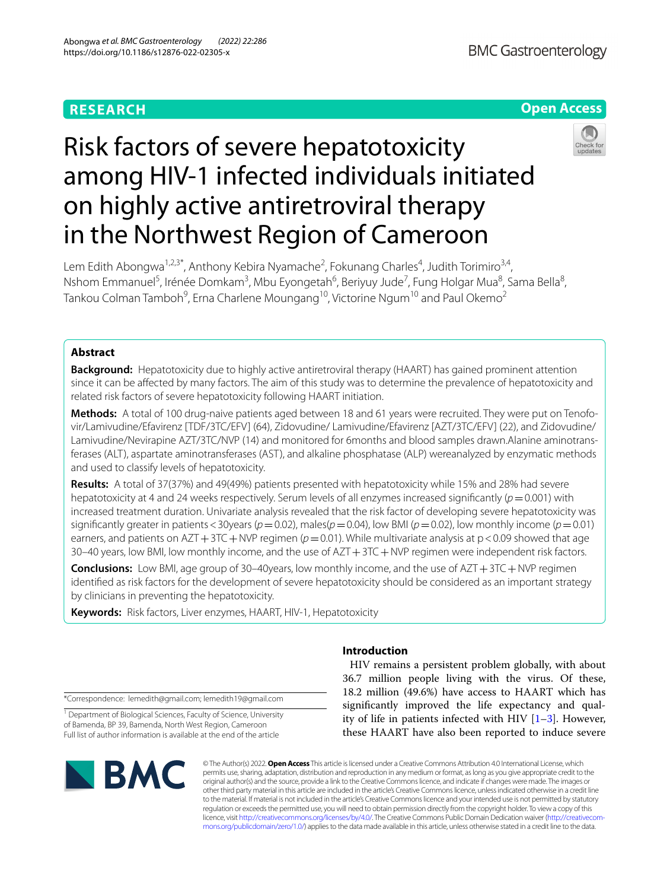RESEARCH

Open Access

# Risk factors of severe hepatotoxicity among HIV-1 infected individuals initiated on highly active antiretroviral therapy in the Northwest Region of Cameroon

Lem Edith Abongwa[1,2,3*], Anthony Kebira Nyamache[2], Fokunang Charles[4], Judith Torimiro[3,4], Nshom Emmanuel[5], Irénée Domkam[3], Mbu Eyongetah[6], Beriyuy Jude[7], Fung Holgar Mua[8], Sama Bella[8], Tankou Colman Tamboh[9], Erna Charlene Moungang[10], Victorine Ngum[10] and Paul Okemo[2]

## Abstract

**Background:** Hepatotoxicity due to highly active antiretroviral therapy (HAART) has gained prominent attention since it can be affected by many factors. The aim of this study was to determine the prevalence of hepatotoxicity and related risk factors of severe hepatotoxicity following HAART initiation.

**Methods:** A total of 100 drug-naive patients aged between 18 and 61 years were recruited. They were put on Tenofovir/Lamivudine/Efavirenz [TDF/3TC/EFV] (64), Zidovudine/ Lamivudine/Efavirenz [AZT/3TC/EFV] (22), and Zidovudine/ Lamivudine/Nevirapine AZT/3TC/NVP (14) and monitored for 6months and blood samples drawn.Alanine aminotransferases (ALT), aspartate aminotransferases (AST), and alkaline phosphatase (ALP) wereanalyzed by enzymatic methods and used to classify levels of hepatotoxicity.

**Results:** A total of 37(37%) and 49(49%) patients presented with hepatotoxicity while 15% and 28% had severe hepatotoxicity at 4 and 24 weeks respectively. Serum levels of all enzymes increased significantly ($p=0.001$) with increased treatment duration. Univariate analysis revealed that the risk factor of developing severe hepatotoxicity was significantly greater in patients <30years ($p=0.02$), males($p=0.04$), low BMI ($p=0.02$), low monthly income ($p=0.01$) earners, and patients on AZT+3TC+NVP regimen ($p=0.01$). While multivariate analysis at $p<0.09$ showed that age 30–40 years, low BMI, low monthly income, and the use of AZT+3TC+NVP regimen were independent risk factors.

**Conclusions:** Low BMI, age group of 30–40years, low monthly income, and the use of AZT+3TC+NVP regimen identified as risk factors for the development of severe hepatotoxicity should be considered as an important strategy by clinicians in preventing the hepatotoxicity.

**Keywords:** Risk factors, Liver enzymes, HAART, HIV-1, Hepatotoxicity

*Correspondence: lemedith@gmail.com; lemedith19@gmail.com

[1] Department of Biological Sciences, Faculty of Science, University of Bamenda, BP 39, Bamenda, North West Region, Cameroon
Full list of author information is available at the end of the article

## Introduction

HIV remains a persistent problem globally, with about 36.7 million people living with the virus. Of these, 18.2 million (49.6%) have access to HAART which has significantly improved the life expectancy and quality of life in patients infected with HIV [1–3]. However, these HAART have also been reported to induce severe

© The Author(s) 2022. **Open Access** This article is licensed under a Creative Commons Attribution 4.0 International License, which permits use, sharing, adaptation, distribution and reproduction in any medium or format, as long as you give appropriate credit to the original author(s) and the source, provide a link to the Creative Commons licence, and indicate if changes were made. The images or other third party material in this article are included in the article's Creative Commons licence, unless indicated otherwise in a credit line to the material. If material is not included in the article's Creative Commons licence and your intended use is not permitted by statutory regulation or exceeds the permitted use, you will need to obtain permission directly from the copyright holder. To view a copy of this licence, visit http://creativecommons.org/licenses/by/4.0/. The Creative Commons Public Domain Dedication waiver (http://creativecommons.org/publicdomain/zero/1.0/) applies to the data made available in this article, unless otherwise stated in a credit line to the data.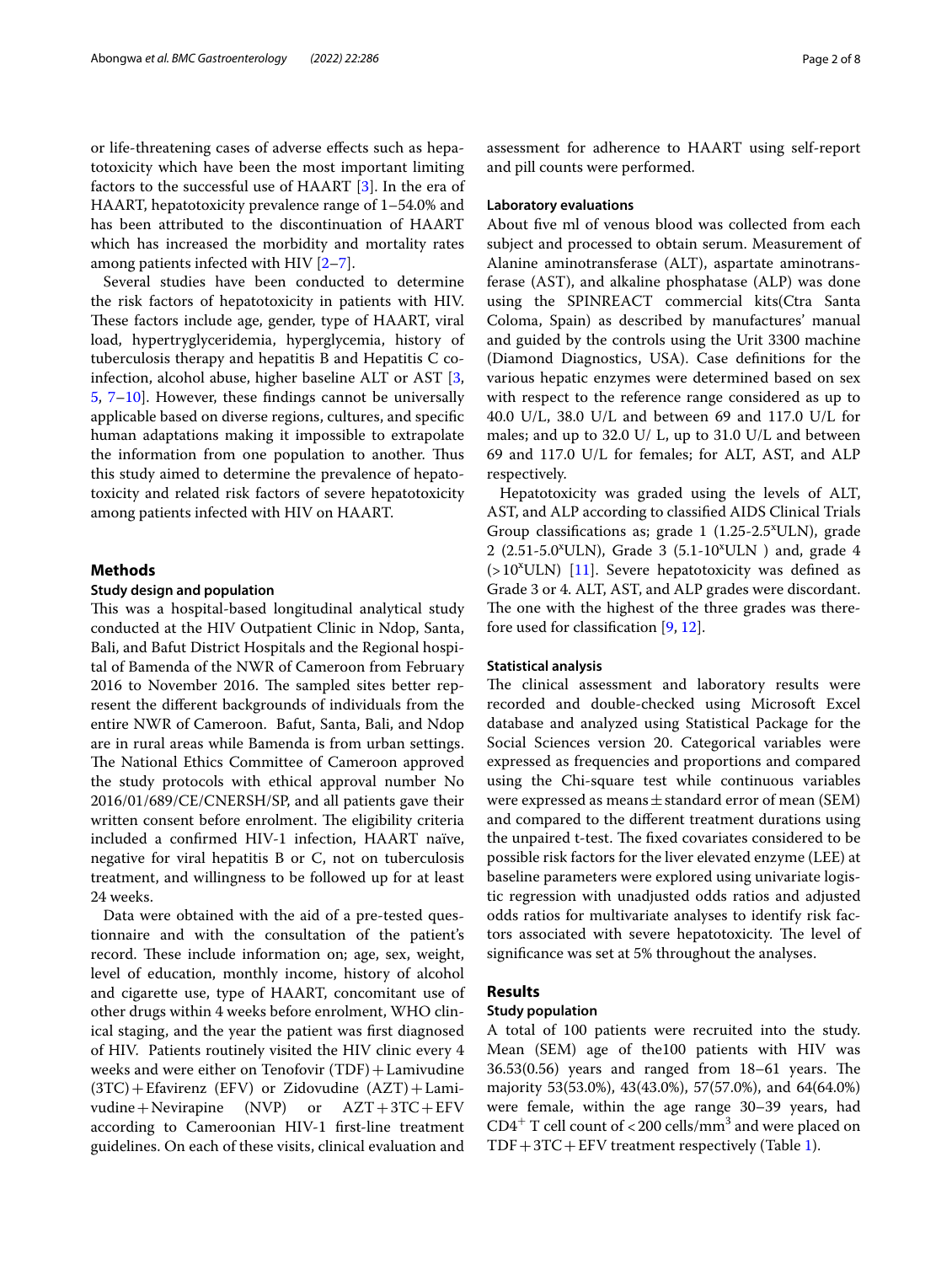or life-threatening cases of adverse effects such as hepatotoxicity which have been the most important limiting factors to the successful use of HAART [3]. In the era of HAART, hepatotoxicity prevalence range of 1–54.0% and has been attributed to the discontinuation of HAART which has increased the morbidity and mortality rates among patients infected with HIV [2–7].

Several studies have been conducted to determine the risk factors of hepatotoxicity in patients with HIV. These factors include age, gender, type of HAART, viral load, hypertryglyceridemia, hyperglycemia, history of tuberculosis therapy and hepatitis B and Hepatitis C co-infection, alcohol abuse, higher baseline ALT or AST [3, 5, 7–10]. However, these findings cannot be universally applicable based on diverse regions, cultures, and specific human adaptations making it impossible to extrapolate the information from one population to another. Thus this study aimed to determine the prevalence of hepatotoxicity and related risk factors of severe hepatotoxicity among patients infected with HIV on HAART.

## Methods

### Study design and population

This was a hospital-based longitudinal analytical study conducted at the HIV Outpatient Clinic in Ndop, Santa, Bali, and Bafut District Hospitals and the Regional hospital of Bamenda of the NWR of Cameroon from February 2016 to November 2016. The sampled sites better represent the different backgrounds of individuals from the entire NWR of Cameroon. Bafut, Santa, Bali, and Ndop are in rural areas while Bamenda is from urban settings. The National Ethics Committee of Cameroon approved the study protocols with ethical approval number No 2016/01/689/CE/CNERSH/SP, and all patients gave their written consent before enrolment. The eligibility criteria included a confirmed HIV-1 infection, HAART naïve, negative for viral hepatitis B or C, not on tuberculosis treatment, and willingness to be followed up for at least 24 weeks.

Data were obtained with the aid of a pre-tested questionnaire and with the consultation of the patient's record. These include information on; age, sex, weight, level of education, monthly income, history of alcohol and cigarette use, type of HAART, concomitant use of other drugs within 4 weeks before enrolment, WHO clinical staging, and the year the patient was first diagnosed of HIV. Patients routinely visited the HIV clinic every 4 weeks and were either on Tenofovir (TDF) + Lamivudine (3TC) + Efavirenz (EFV) or Zidovudine (AZT) + Lamivudine + Nevirapine (NVP) or AZT + 3TC + EFV according to Cameroonian HIV-1 first-line treatment guidelines. On each of these visits, clinical evaluation and assessment for adherence to HAART using self-report and pill counts were performed.

### Laboratory evaluations

About five ml of venous blood was collected from each subject and processed to obtain serum. Measurement of Alanine aminotransferase (ALT), aspartate aminotransferase (AST), and alkaline phosphatase (ALP) was done using the SPINREACT commercial kits(Ctra Santa Coloma, Spain) as described by manufactures' manual and guided by the controls using the Urit 3300 machine (Diamond Diagnostics, USA). Case definitions for the various hepatic enzymes were determined based on sex with respect to the reference range considered as up to 40.0 U/L, 38.0 U/L and between 69 and 117.0 U/L for males; and up to 32.0 U/ L, up to 31.0 U/L and between 69 and 117.0 U/L for females; for ALT, AST, and ALP respectively.

Hepatotoxicity was graded using the levels of ALT, AST, and ALP according to classified AIDS Clinical Trials Group classifications as; grade 1 (1.25-2.5$^x$ULN), grade 2 (2.51-5.0$^x$ULN), Grade 3 (5.1-10$^x$ULN ) and, grade 4 (>10$^x$ULN) [11]. Severe hepatotoxicity was defined as Grade 3 or 4. ALT, AST, and ALP grades were discordant. The one with the highest of the three grades was therefore used for classification [9, 12].

### Statistical analysis

The clinical assessment and laboratory results were recorded and double-checked using Microsoft Excel database and analyzed using Statistical Package for the Social Sciences version 20. Categorical variables were expressed as frequencies and proportions and compared using the Chi-square test while continuous variables were expressed as means ± standard error of mean (SEM) and compared to the different treatment durations using the unpaired t-test. The fixed covariates considered to be possible risk factors for the liver elevated enzyme (LEE) at baseline parameters were explored using univariate logistic regression with unadjusted odds ratios and adjusted odds ratios for multivariate analyses to identify risk factors associated with severe hepatotoxicity. The level of significance was set at 5% throughout the analyses.

## Results

### Study population

A total of 100 patients were recruited into the study. Mean (SEM) age of the100 patients with HIV was 36.53(0.56) years and ranged from 18–61 years. The majority 53(53.0%), 43(43.0%), 57(57.0%), and 64(64.0%) were female, within the age range 30–39 years, had $CD4^+$ T cell count of < 200 cells/mm$^3$ and were placed on TDF + 3TC + EFV treatment respectively (Table 1).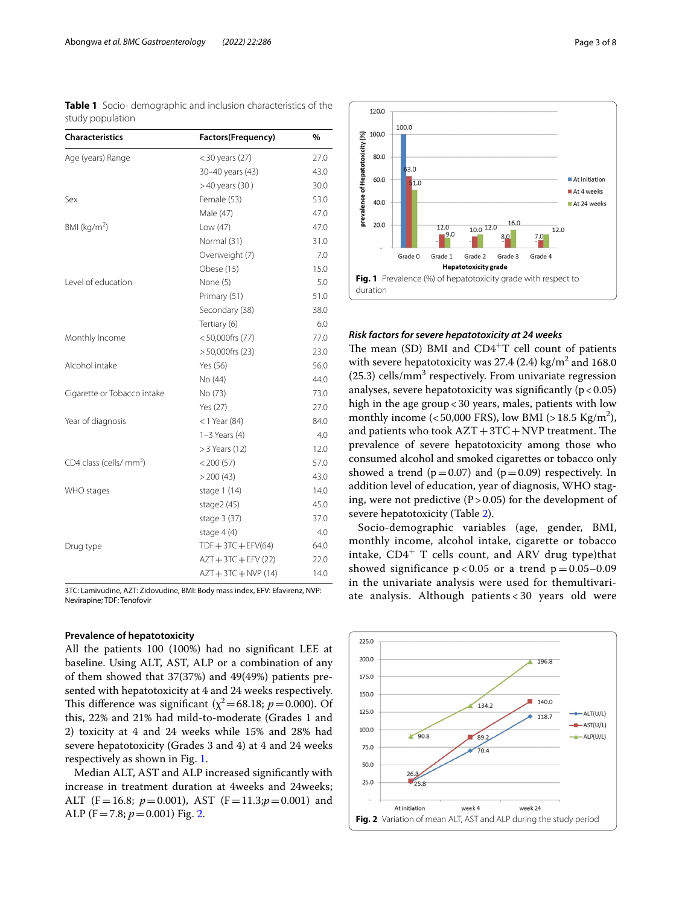**Table 1** Socio- demographic and inclusion characteristics of the study population

| Characteristics | Factors(Frequency) | % |
|---|---|---|
| Age (years) Range | < 30 years (27) | 27.0 |
| | 30–40 years (43) | 43.0 |
| | > 40 years (30 ) | 30.0 |
| Sex | Female (53) | 53.0 |
| | Male (47) | 47.0 |
| BMI (kg/m$^2$) | Low (47) | 47.0 |
| | Normal (31) | 31.0 |
| | Overweight (7) | 7.0 |
| | Obese (15) | 15.0 |
| Level of education | None (5) | 5.0 |
| | Primary (51) | 51.0 |
| | Secondary (38) | 38.0 |
| | Tertiary (6) | 6.0 |
| Monthly Income | < 50,000frs (77) | 77.0 |
| | > 50,000frs (23) | 23.0 |
| Alcohol intake | Yes (56) | 56.0 |
| | No (44) | 44.0 |
| Cigarette or Tobacco intake | No (73) | 73.0 |
| | Yes (27) | 27.0 |
| Year of diagnosis | < 1 Year (84) | 84.0 |
| | 1–3 Years (4) | 4.0 |
| | > 3 Years (12) | 12.0 |
| CD4 class (cells/ mm$^3$) | < 200 (57) | 57.0 |
| | > 200 (43) | 43.0 |
| WHO stages | stage 1 (14) | 14.0 |
| | stage2 (45) | 45.0 |
| | stage 3 (37) | 37.0 |
| | stage 4 (4) | 4.0 |
| Drug type | TDF + 3TC + EFV(64) | 64.0 |
| | AZT + 3TC + EFV (22) | 22.0 |
| | AZT + 3TC + NVP (14) | 14.0 |

3TC: Lamivudine, AZT: Zidovudine, BMI: Body mass index, EFV: Efavirenz, NVP: Nevirapine; TDF: Tenofovir

### Prevalence of hepatotoxicity

All the patients 100 (100%) had no significant LEE at baseline. Using ALT, AST, ALP or a combination of any of them showed that 37(37%) and 49(49%) patients presented with hepatotoxicity at 4 and 24 weeks respectively. This difference was significant ($\chi^2 = 68.18$; $p = 0.000$). Of this, 22% and 21% had mild-to-moderate (Grades 1 and 2) toxicity at 4 and 24 weeks while 15% and 28% had severe hepatotoxicity (Grades 3 and 4) at 4 and 24 weeks respectively as shown in Fig. 1.

Median ALT, AST and ALP increased significantly with increase in treatment duration at 4weeks and 24weeks; ALT ($F = 16.8$; $p = 0.001$), AST ($F = 11.3$; $p = 0.001$) and ALP ($F = 7.8$; $p = 0.001$) Fig. 2.

**Fig. 1** Prevalence (%) of hepatotoxicity grade with respect to duration

### *Risk factors for severe hepatotoxicity at 24 weeks*

The mean (SD) BMI and CD4$^+$T cell count of patients with severe hepatotoxicity was 27.4 (2.4) kg/m$^2$ and 168.0 (25.3) cells/mm$^3$ respectively. From univariate regression analyses, severe hepatotoxicity was significantly ($p < 0.05$) high in the age group < 30 years, males, patients with low monthly income (< 50,000 FRS), low BMI (> 18.5 Kg/m$^2$), and patients who took AZT + 3TC + NVP treatment. The prevalence of severe hepatotoxicity among those who consumed alcohol and smoked cigarettes or tobacco only showed a trend ($p = 0.07$) and ($P = 0.09$) respectively. In addition level of education, year of diagnosis, WHO staging, were not predictive ($P > 0.05$) for the development of severe hepatotoxicity (Table 2).

Socio-demographic variables (age, gender, BMI, monthly income, alcohol intake, cigarette or tobacco intake, CD4$^+$ T cells count, and ARV drug type)that showed significance $p < 0.05$ or a trend $p = 0.05–0.09$ in the univariate analysis were used for themultivariate analysis. Although patients < 30 years old were

**Fig. 2** Variation of mean ALT, AST and ALP during the study period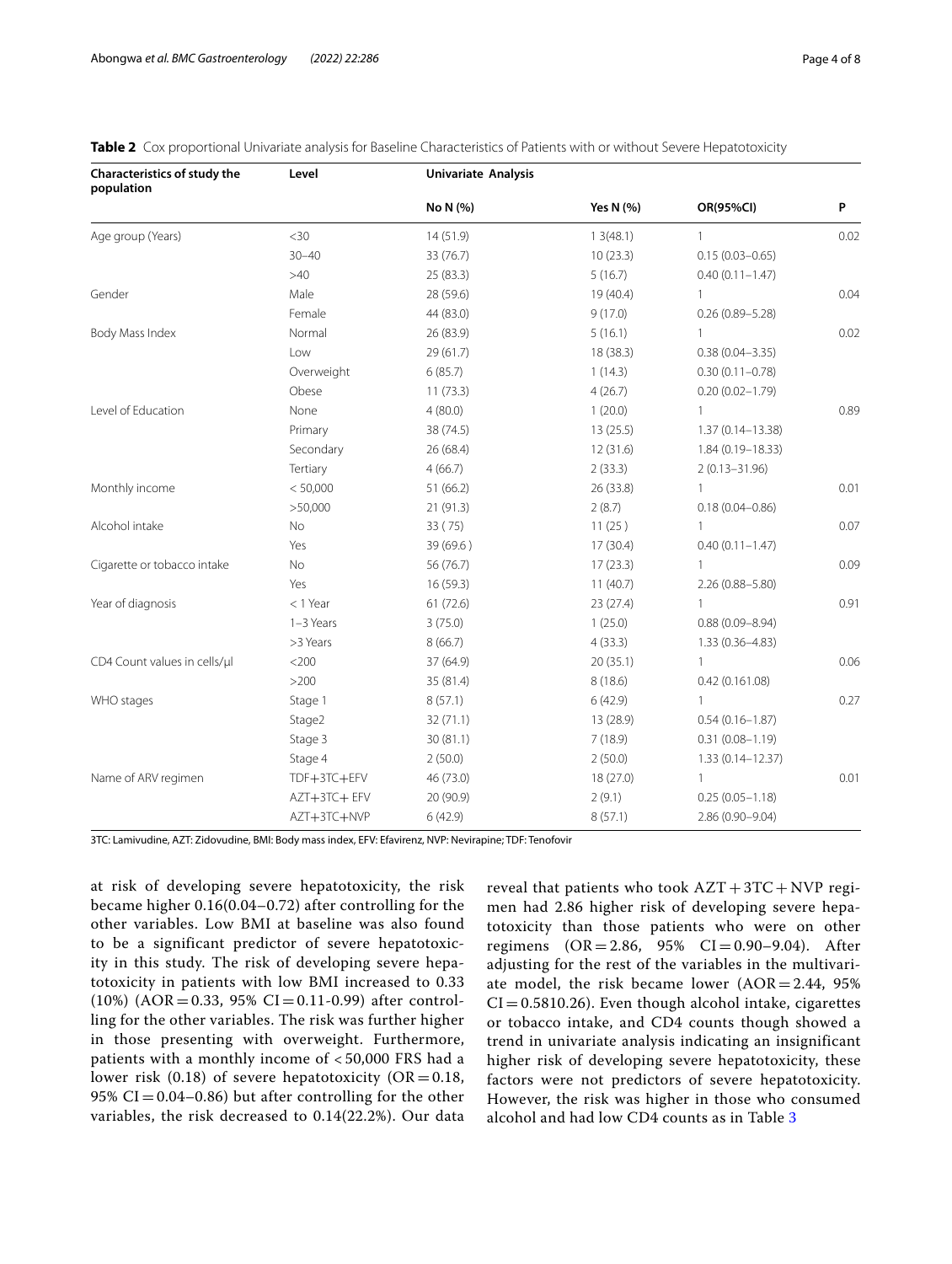**Table 2** Cox proportional Univariate analysis for Baseline Characteristics of Patients with or without Severe Hepatotoxicity

| Characteristics of study the population | Level | Univariate Analysis | | | |
|---|---|---|---|---|---|
| | | No N (%) | Yes N (%) | OR(95%CI) | P |
| Age group (Years) | <30 | 14 (51.9) | 1 3(48.1) | 1 | 0.02 |
| | 30–40 | 33 (76.7) | 10 (23.3) | 0.15 (0.03–0.65) | |
| | >40 | 25 (83.3) | 5 (16.7) | 0.40 (0.11–1.47) | |
| Gender | Male | 28 (59.6) | 19 (40.4) | 1 | 0.04 |
| | Female | 44 (83.0) | 9 (17.0) | 0.26 (0.89–5.28) | |
| Body Mass Index | Normal | 26 (83.9) | 5 (16.1) | 1 | 0.02 |
| | Low | 29 (61.7) | 18 (38.3) | 0.38 (0.04–3.35) | |
| | Overweight | 6 (85.7) | 1 (14.3) | 0.30 (0.11–0.78) | |
| | Obese | 11 (73.3) | 4 (26.7) | 0.20 (0.02–1.79) | |
| Level of Education | None | 4 (80.0) | 1 (20.0) | 1 | 0.89 |
| | Primary | 38 (74.5) | 13 (25.5) | 1.37 (0.14–13.38) | |
| | Secondary | 26 (68.4) | 12 (31.6) | 1.84 (0.19–18.33) | |
| | Tertiary | 4 (66.7) | 2 (33.3) | 2 (0.13–31.96) | |
| Monthly income | < 50,000 | 51 (66.2) | 26 (33.8) | 1 | 0.01 |
| | >50,000 | 21 (91.3) | 2 (8.7) | 0.18 (0.04–0.86) | |
| Alcohol intake | No | 33 ( 75) | 11 (25 ) | 1 | 0.07 |
| | Yes | 39 (69.6 ) | 17 (30.4) | 0.40 (0.11–1.47) | |
| Cigarette or tobacco intake | No | 56 (76.7) | 17 (23.3) | 1 | 0.09 |
| | Yes | 16 (59.3) | 11 (40.7) | 2.26 (0.88–5.80) | |
| Year of diagnosis | < 1 Year | 61 (72.6) | 23 (27.4) | 1 | 0.91 |
| | 1–3 Years | 3 (75.0) | 1 (25.0) | 0.88 (0.09–8.94) | |
| | >3 Years | 8 (66.7) | 4 (33.3) | 1.33 (0.36–4.83) | |
| CD4 Count values in cells/µl | <200 | 37 (64.9) | 20 (35.1) | 1 | 0.06 |
| | >200 | 35 (81.4) | 8 (18.6) | 0.42 (0.161.08) | |
| WHO stages | Stage 1 | 8 (57.1) | 6 (42.9) | 1 | 0.27 |
| | Stage2 | 32 (71.1) | 13 (28.9) | 0.54 (0.16–1.87) | |
| | Stage 3 | 30 (81.1) | 7 (18.9) | 0.31 (0.08–1.19) | |
| | Stage 4 | 2 (50.0) | 2 (50.0) | 1.33 (0.14–12.37) | |
| Name of ARV regimen | TDF+3TC+EFV | 46 (73.0) | 18 (27.0) | 1 | 0.01 |
| | AZT+3TC+ EFV | 20 (90.9) | 2 (9.1) | 0.25 (0.05–1.18) | |
| | AZT+3TC+NVP | 6 (42.9) | 8 (57.1) | 2.86 (0.90–9.04) | |

3TC: Lamivudine, AZT: Zidovudine, BMI: Body mass index, EFV: Efavirenz, NVP: Nevirapine; TDF: Tenofovir

at risk of developing severe hepatotoxicity, the risk became higher 0.16(0.04–0.72) after controlling for the other variables. Low BMI at baseline was also found to be a significant predictor of severe hepatotoxicity in this study. The risk of developing severe hepatotoxicity in patients with low BMI increased to 0.33 (10%) (AOR = 0.33, 95% CI = 0.11-0.99) after controlling for the other variables. The risk was further higher in those presenting with overweight. Furthermore, patients with a monthly income of < 50,000 FRS had a lower risk (0.18) of severe hepatotoxicity (OR = 0.18, 95% CI = 0.04–0.86) but after controlling for the other variables, the risk decreased to 0.14(22.2%). Our data reveal that patients who took AZT + 3TC + NVP regimen had 2.86 higher risk of developing severe hepatotoxicity than those patients who were on other regimens (OR = 2.86, 95% CI = 0.90–9.04). After adjusting for the rest of the variables in the multivariate model, the risk became lower (AOR = 2.44, 95% CI = 0.5810.26). Even though alcohol intake, cigarettes or tobacco intake, and CD4 counts though showed a trend in univariate analysis indicating an insignificant higher risk of developing severe hepatotoxicity, these factors were not predictors of severe hepatotoxicity. However, the risk was higher in those who consumed alcohol and had low CD4 counts as in Table 3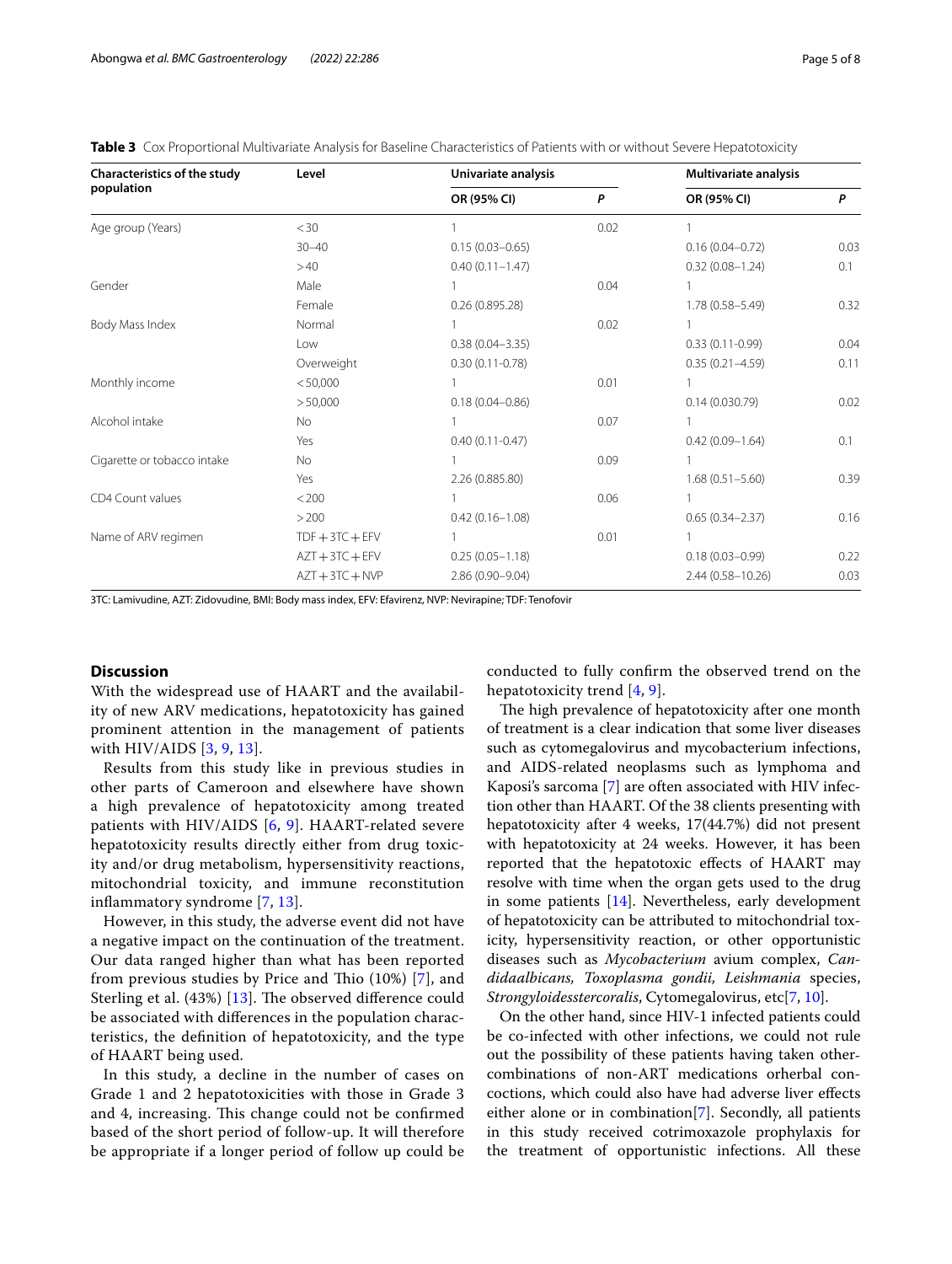**Table 3** Cox Proportional Multivariate Analysis for Baseline Characteristics of Patients with or without Severe Hepatotoxicity

| Characteristics of the study population | Level | Univariate analysis | | Multivariate analysis | |
|---|---|---|---|---|---|
| | | OR (95% CI) | *P* | OR (95% CI) | *P* |
| Age group (Years) | < 30 | 1 | 0.02 | 1 | |
| | 30–40 | 0.15 (0.03–0.65) | | 0.16 (0.04–0.72) | 0.03 |
| | > 40 | 0.40 (0.11–1.47) | | 0.32 (0.08–1.24) | 0.1 |
| Gender | Male | 1 | 0.04 | 1 | |
| | Female | 0.26 (0.895.28) | | 1.78 (0.58–5.49) | 0.32 |
| Body Mass Index | Normal | 1 | 0.02 | 1 | |
| | Low | 0.38 (0.04–3.35) | | 0.33 (0.11-0.99) | 0.04 |
| | Overweight | 0.30 (0.11-0.78) | | 0.35 (0.21–4.59) | 0.11 |
| Monthly income | < 50,000 | 1 | 0.01 | 1 | |
| | > 50,000 | 0.18 (0.04–0.86) | | 0.14 (0.030.79) | 0.02 |
| Alcohol intake | No | 1 | 0.07 | 1 | |
| | Yes | 0.40 (0.11-0.47) | | 0.42 (0.09–1.64) | 0.1 |
| Cigarette or tobacco intake | No | 1 | 0.09 | 1 | |
| | Yes | 2.26 (0.885.80) | | 1.68 (0.51–5.60) | 0.39 |
| CD4 Count values | < 200 | 1 | 0.06 | 1 | |
| | > 200 | 0.42 (0.16–1.08) | | 0.65 (0.34–2.37) | 0.16 |
| Name of ARV regimen | TDF + 3TC + EFV | 1 | 0.01 | 1 | |
| | AZT + 3TC + EFV | 0.25 (0.05–1.18) | | 0.18 (0.03–0.99) | 0.22 |
| | AZT + 3TC + NVP | 2.86 (0.90–9.04) | | 2.44 (0.58–10.26) | 0.03 |

3TC: Lamivudine, AZT: Zidovudine, BMI: Body mass index, EFV: Efavirenz, NVP: Nevirapine; TDF: Tenofovir

## Discussion

With the widespread use of HAART and the availability of new ARV medications, hepatotoxicity has gained prominent attention in the management of patients with HIV/AIDS [3, 9, 13].

Results from this study like in previous studies in other parts of Cameroon and elsewhere have shown a high prevalence of hepatotoxicity among treated patients with HIV/AIDS [6, 9]. HAART-related severe hepatotoxicity results directly either from drug toxicity and/or drug metabolism, hypersensitivity reactions, mitochondrial toxicity, and immune reconstitution inflammatory syndrome [7, 13].

However, in this study, the adverse event did not have a negative impact on the continuation of the treatment. Our data ranged higher than what has been reported from previous studies by Price and Thio (10%) [7], and Sterling et al. (43%) [13]. The observed difference could be associated with differences in the population characteristics, the definition of hepatotoxicity, and the type of HAART being used.

In this study, a decline in the number of cases on Grade 1 and 2 hepatotoxicities with those in Grade 3 and 4, increasing. This change could not be confirmed based of the short period of follow-up. It will therefore be appropriate if a longer period of follow up could be conducted to fully confirm the observed trend on the hepatotoxicity trend [4, 9].

The high prevalence of hepatotoxicity after one month of treatment is a clear indication that some liver diseases such as cytomegalovirus and mycobacterium infections, and AIDS-related neoplasms such as lymphoma and Kaposi's sarcoma [7] are often associated with HIV infection other than HAART. Of the 38 clients presenting with hepatotoxicity after 4 weeks, 17(44.7%) did not present with hepatotoxicity at 24 weeks. However, it has been reported that the hepatotoxic effects of HAART may resolve with time when the organ gets used to the drug in some patients [14]. Nevertheless, early development of hepatotoxicity can be attributed to mitochondrial toxicity, hypersensitivity reaction, or other opportunistic diseases such as *Mycobacterium* avium complex, *Candidaalbicans, Toxoplasma gondii, Leishmania* species, *Strongyloidesstercoralis*, Cytomegalovirus, etc[7, 10].

On the other hand, since HIV-1 infected patients could be co-infected with other infections, we could not rule out the possibility of these patients having taken other-combinations of non-ART medications orherbal concoctions, which could also have had adverse liver effects either alone or in combination[7]. Secondly, all patients in this study received cotrimoxazole prophylaxis for the treatment of opportunistic infections. All these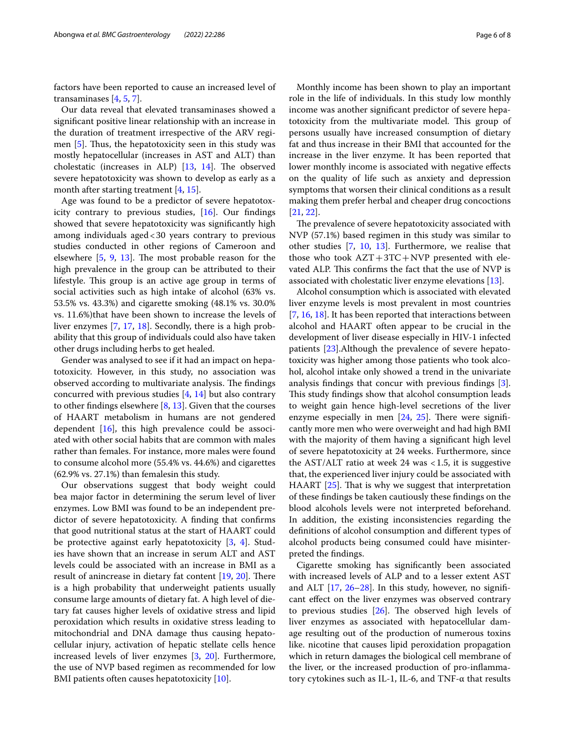factors have been reported to cause an increased level of transaminases [4, 5, 7].

Our data reveal that elevated transaminases showed a significant positive linear relationship with an increase in the duration of treatment irrespective of the ARV regimen [5]. Thus, the hepatotoxicity seen in this study was mostly hepatocellular (increases in AST and ALT) than cholestatic (increases in ALP) [13, 14]. The observed severe hepatotoxicity was shown to develop as early as a month after starting treatment [4, 15].

Age was found to be a predictor of severe hepatotoxicity contrary to previous studies, [16]. Our findings showed that severe hepatotoxicity was significantly high among individuals aged < 30 years contrary to previous studies conducted in other regions of Cameroon and elsewhere [5, 9, 13]. The most probable reason for the high prevalence in the group can be attributed to their lifestyle. This group is an active age group in terms of social activities such as high intake of alcohol (63% vs. 53.5% vs. 43.3%) and cigarette smoking (48.1% vs. 30.0% vs. 11.6%)that have been shown to increase the levels of liver enzymes [7, 17, 18]. Secondly, there is a high probability that this group of individuals could also have taken other drugs including herbs to get healed.

Gender was analysed to see if it had an impact on hepatotoxicity. However, in this study, no association was observed according to multivariate analysis. The findings concurred with previous studies [4, 14] but also contrary to other findings elsewhere [8, 13]. Given that the courses of HAART metabolism in humans are not gendered dependent [16], this high prevalence could be associated with other social habits that are common with males rather than females. For instance, more males were found to consume alcohol more (55.4% vs. 44.6%) and cigarettes (62.9% vs. 27.1%) than femalesin this study.

Our observations suggest that body weight could bea major factor in determining the serum level of liver enzymes. Low BMI was found to be an independent predictor of severe hepatotoxicity. A finding that confirms that good nutritional status at the start of HAART could be protective against early hepatotoxicity [3, 4]. Studies have shown that an increase in serum ALT and AST levels could be associated with an increase in BMI as a result of anincrease in dietary fat content [19, 20]. There is a high probability that underweight patients usually consume large amounts of dietary fat. A high level of dietary fat causes higher levels of oxidative stress and lipid peroxidation which results in oxidative stress leading to mitochondrial and DNA damage thus causing hepatocellular injury, activation of hepatic stellate cells hence increased levels of liver enzymes [3, 20]. Furthermore, the use of NVP based regimen as recommended for low BMI patients often causes hepatotoxicity [10].

Monthly income has been shown to play an important role in the life of individuals. In this study low monthly income was another significant predictor of severe hepatotoxicity from the multivariate model. This group of persons usually have increased consumption of dietary fat and thus increase in their BMI that accounted for the increase in the liver enzyme. It has been reported that lower monthly income is associated with negative effects on the quality of life such as anxiety and depression symptoms that worsen their clinical conditions as a result making them prefer herbal and cheaper drug concoctions [21, 22].

The prevalence of severe hepatotoxicity associated with NVP (57.1%) based regimen in this study was similar to other studies [7, 10, 13]. Furthermore, we realise that those who took AZT + 3TC + NVP presented with elevated ALP. This confirms the fact that the use of NVP is associated with cholestatic liver enzyme elevations [13].

Alcohol consumption which is associated with elevated liver enzyme levels is most prevalent in most countries [7, 16, 18]. It has been reported that interactions between alcohol and HAART often appear to be crucial in the development of liver disease especially in HIV-1 infected patients [23].Although the prevalence of severe hepatotoxicity was higher among those patients who took alcohol, alcohol intake only showed a trend in the univariate analysis findings that concur with previous findings [3]. This study findings show that alcohol consumption leads to weight gain hence high-level secretions of the liver enzyme especially in men [24, 25]. There were significantly more men who were overweight and had high BMI with the majority of them having a significant high level of severe hepatotoxicity at 24 weeks. Furthermore, since the AST/ALT ratio at week 24 was < 1.5, it is suggestive that, the experienced liver injury could be associated with HAART [25]. That is why we suggest that interpretation of these findings be taken cautiously these findings on the blood alcohols levels were not interpreted beforehand. In addition, the existing inconsistencies regarding the definitions of alcohol consumption and different types of alcohol products being consumed could have misinterpreted the findings.

Cigarette smoking has significantly been associated with increased levels of ALP and to a lesser extent AST and ALT [17, 26–28]. In this study, however, no significant effect on the liver enzymes was observed contrary to previous studies [26]. The observed high levels of liver enzymes as associated with hepatocellular damage resulting out of the production of numerous toxins like. nicotine that causes lipid peroxidation propagation which in return damages the biological cell membrane of the liver, or the increased production of pro-inflammatory cytokines such as IL-1, IL-6, and TNF-α that results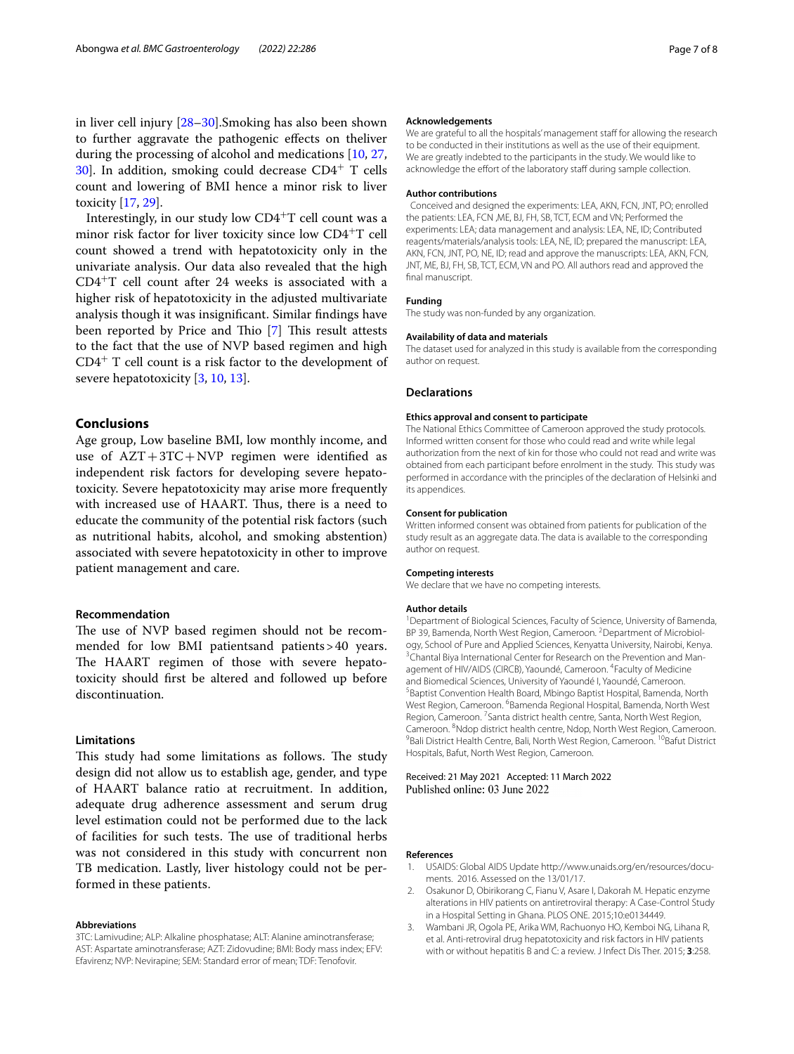in liver cell injury [28–30].Smoking has also been shown to further aggravate the pathogenic effects on theliver during the processing of alcohol and medications [10, 27, 30]. In addition, smoking could decrease $CD4^{+}$ T cells count and lowering of BMI hence a minor risk to liver toxicity [17, 29].

Interestingly, in our study low $CD4^{+}$T cell count was a minor risk factor for liver toxicity since low $CD4^{+}$T cell count showed a trend with hepatotoxicity only in the univariate analysis. Our data also revealed that the high $CD4^{+}$T cell count after 24 weeks is associated with a higher risk of hepatotoxicity in the adjusted multivariate analysis though it was insignificant. Similar findings have been reported by Price and Thio [7] This result attests to the fact that the use of NVP based regimen and high $CD4^{+}$ T cell count is a risk factor to the development of severe hepatotoxicity [3, 10, 13].

## Conclusions

Age group, Low baseline BMI, low monthly income, and use of AZT + 3TC + NVP regimen were identified as independent risk factors for developing severe hepatotoxicity. Severe hepatotoxicity may arise more frequently with increased use of HAART. Thus, there is a need to educate the community of the potential risk factors (such as nutritional habits, alcohol, and smoking abstention) associated with severe hepatotoxicity in other to improve patient management and care.

### Recommendation

The use of NVP based regimen should not be recommended for low BMI patientsand patients > 40 years. The HAART regimen of those with severe hepatotoxicity should first be altered and followed up before discontinuation.

### Limitations

This study had some limitations as follows. The study design did not allow us to establish age, gender, and type of HAART balance ratio at recruitment. In addition, adequate drug adherence assessment and serum drug level estimation could not be performed due to the lack of facilities for such tests. The use of traditional herbs was not considered in this study with concurrent non TB medication. Lastly, liver histology could not be performed in these patients.

#### Abbreviations

3TC: Lamivudine; ALP: Alkaline phosphatase; ALT: Alanine aminotransferase; AST: Aspartate aminotransferase; AZT: Zidovudine; BMI: Body mass index; EFV: Efavirenz; NVP: Nevirapine; SEM: Standard error of mean; TDF: Tenofovir.

#### Acknowledgements

We are grateful to all the hospitals' management staff for allowing the research to be conducted in their institutions as well as the use of their equipment. We are greatly indebted to the participants in the study. We would like to acknowledge the effort of the laboratory staff during sample collection.

#### Author contributions

Conceived and designed the experiments: LEA, AKN, FCN, JNT, PO; enrolled the patients: LEA, FCN ,ME, BJ, FH, SB, TCT, ECM and VN; Performed the experiments: LEA; data management and analysis: LEA, NE, ID; Contributed reagents/materials/analysis tools: LEA, NE, ID; prepared the manuscript: LEA, AKN, FCN, JNT, PO, NE, ID; read and approve the manuscripts: LEA, AKN, FCN, JNT, ME, BJ, FH, SB, TCT, ECM, VN and PO. All authors read and approved the final manuscript.

#### Funding

The study was non-funded by any organization.

#### Availability of data and materials

The dataset used for analyzed in this study is available from the corresponding author on request.

## Declarations

#### Ethics approval and consent to participate

The National Ethics Committee of Cameroon approved the study protocols. Informed written consent for those who could read and write while legal authorization from the next of kin for those who could not read and write was obtained from each participant before enrolment in the study. This study was performed in accordance with the principles of the declaration of Helsinki and its appendices.

#### Consent for publication

Written informed consent was obtained from patients for publication of the study result as an aggregate data. The data is available to the corresponding author on request.

#### Competing interests

We declare that we have no competing interests.

#### Author details

[1]Department of Biological Sciences, Faculty of Science, University of Bamenda, BP 39, Bamenda, North West Region, Cameroon. [2]Department of Microbiology, School of Pure and Applied Sciences, Kenyatta University, Nairobi, Kenya. [3]Chantal Biya International Center for Research on the Prevention and Management of HIV/AIDS (CIRCB), Yaoundé, Cameroon. [4]Faculty of Medicine and Biomedical Sciences, University of Yaoundé I, Yaoundé, Cameroon. [5]Baptist Convention Health Board, Mbingo Baptist Hospital, Bamenda, North West Region, Cameroon. [6]Bamenda Regional Hospital, Bamenda, North West Region, Cameroon. [7]Santa district health centre, Santa, North West Region, Cameroon. [8]Ndop district health centre, Ndop, North West Region, Cameroon. [9]Bali District Health Centre, Bali, North West Region, Cameroon. [10]Bafut District Hospitals, Bafut, North West Region, Cameroon.

Received: 21 May 2021 Accepted: 11 March 2022
Published online: 03 June 2022

#### References

1. USAIDS: Global AIDS Update http://www.unaids.org/en/resources/documents. 2016. Assessed on the 13/01/17.
2. Osakunor D, Obirikorang C, Fianu V, Asare I, Dakorah M. Hepatic enzyme alterations in HIV patients on antiretroviral therapy: A Case-Control Study in a Hospital Setting in Ghana. PLOS ONE. 2015;10:e0134449.
3. Wambani JR, Ogola PE, Arika WM, Rachuonyo HO, Kemboi NG, Lihana R, et al. Anti-retroviral drug hepatotoxicity and risk factors in HIV patients with or without hepatitis B and C: a review. J Infect Dis Ther. 2015; **3**:258.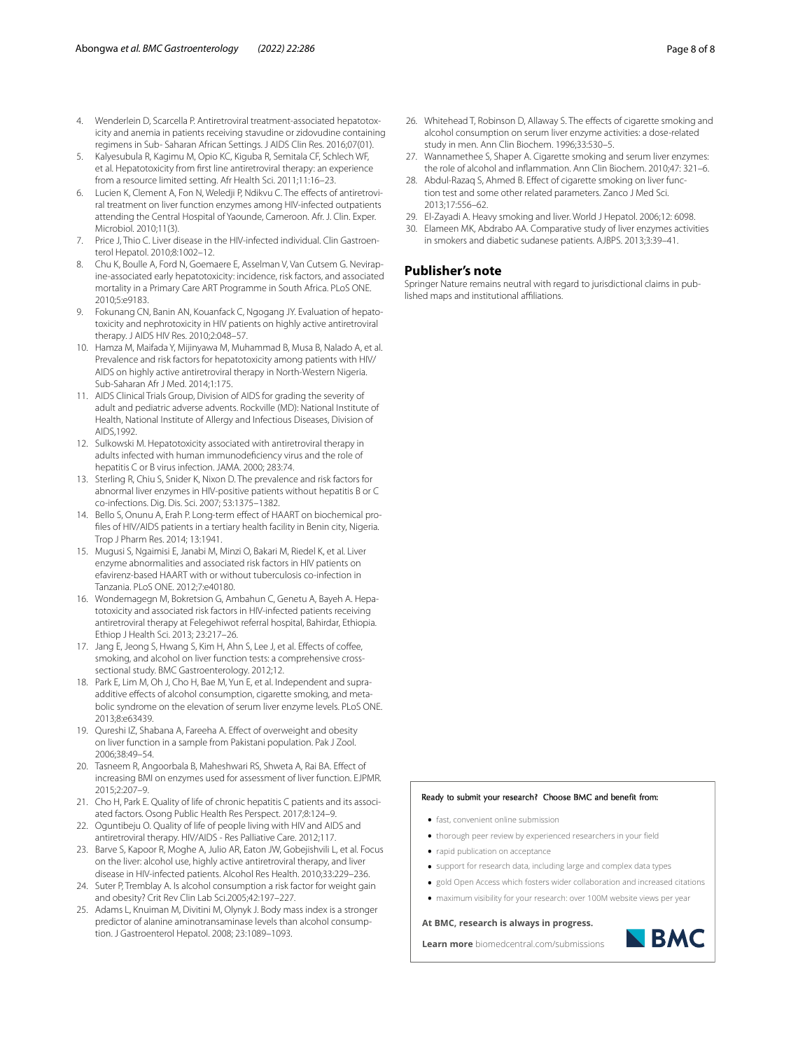4. Wenderlein D, Scarcella P. Antiretroviral treatment-associated hepatotoxicity and anemia in patients receiving stavudine or zidovudine containing regimens in Sub- Saharan African Settings. J AIDS Clin Res. 2016;07(01).
5. Kalyesubula R, Kagimu M, Opio KC, Kiguba R, Semitala CF, Schlech WF, et al. Hepatotoxicity from first line antiretroviral therapy: an experience from a resource limited setting. Afr Health Sci. 2011;11:16–23.
6. Lucien K, Clement A, Fon N, Weledji P, Ndikvu C. The effects of antiretroviral treatment on liver function enzymes among HIV-infected outpatients attending the Central Hospital of Yaounde, Cameroon. Afr. J. Clin. Exper. Microbiol. 2010;11(3).
7. Price J, Thio C. Liver disease in the HIV-infected individual. Clin Gastroenterol Hepatol. 2010;8:1002–12.
8. Chu K, Boulle A, Ford N, Goemaere E, Asselman V, Van Cutsem G. Nevirapine-associated early hepatotoxicity: incidence, risk factors, and associated mortality in a Primary Care ART Programme in South Africa. PLoS ONE. 2010;5:e9183.
9. Fokunang CN, Banin AN, Kouanfack C, Ngogang JY. Evaluation of hepatotoxicity and nephrotoxicity in HIV patients on highly active antiretroviral therapy. J AIDS HIV Res. 2010;2:048–57.
10. Hamza M, Maifada Y, Mijinyawa M, Muhammad B, Musa B, Nalado A, et al. Prevalence and risk factors for hepatotoxicity among patients with HIV/AIDS on highly active antiretroviral therapy in North-Western Nigeria. Sub-Saharan Afr J Med. 2014;1:175.
11. AIDS Clinical Trials Group, Division of AIDS for grading the severity of adult and pediatric adverse advents. Rockville (MD): National Institute of Health, National Institute of Allergy and Infectious Diseases, Division of AIDS,1992.
12. Sulkowski M. Hepatotoxicity associated with antiretroviral therapy in adults infected with human immunodeficiency virus and the role of hepatitis C or B virus infection. JAMA. 2000; 283:74.
13. Sterling R, Chiu S, Snider K, Nixon D. The prevalence and risk factors for abnormal liver enzymes in HIV-positive patients without hepatitis B or C co-infections. Dig. Dis. Sci. 2007; 53:1375–1382.
14. Bello S, Onunu A, Erah P. Long-term effect of HAART on biochemical profiles of HIV/AIDS patients in a tertiary health facility in Benin city, Nigeria. Trop J Pharm Res. 2014; 13:1941.
15. Mugusi S, Ngaimisi E, Janabi M, Minzi O, Bakari M, Riedel K, et al. Liver enzyme abnormalities and associated risk factors in HIV patients on efavirenz-based HAART with or without tuberculosis co-infection in Tanzania. PLoS ONE. 2012;7:e40180.
16. Wondemagegn M, Bokretsion G, Ambahun C, Genetu A, Bayeh A. Hepatotoxicity and associated risk factors in HIV-infected patients receiving antiretroviral therapy at Felegehiwot referral hospital, Bahirdar, Ethiopia. Ethiop J Health Sci. 2013; 23:217–26.
17. Jang E, Jeong S, Hwang S, Kim H, Ahn S, Lee J, et al. Effects of coffee, smoking, and alcohol on liver function tests: a comprehensive cross-sectional study. BMC Gastroenterology. 2012;12.
18. Park E, Lim M, Oh J, Cho H, Bae M, Yun E, et al. Independent and supra-additive effects of alcohol consumption, cigarette smoking, and metabolic syndrome on the elevation of serum liver enzyme levels. PLoS ONE. 2013;8:e63439.
19. Qureshi IZ, Shabana A, Fareeha A. Effect of overweight and obesity on liver function in a sample from Pakistani population. Pak J Zool. 2006;38:49–54.
20. Tasneem R, Angoorbala B, Maheshwari RS, Shweta A, Rai BA. Effect of increasing BMI on enzymes used for assessment of liver function. EJPMR. 2015;2:207–9.
21. Cho H, Park E. Quality of life of chronic hepatitis C patients and its associated factors. Osong Public Health Res Perspect. 2017;8:124–9.
22. Oguntibeju O. Quality of life of people living with HIV and AIDS and antiretroviral therapy. HIV/AIDS - Res Palliative Care. 2012;117.
23. Barve S, Kapoor R, Moghe A, Julio AR, Eaton JW, Gobejishvili L, et al. Focus on the liver: alcohol use, highly active antiretroviral therapy, and liver disease in HIV-infected patients. Alcohol Res Health. 2010;33:229–236.
24. Suter P, Tremblay A. Is alcohol consumption a risk factor for weight gain and obesity? Crit Rev Clin Lab Sci.2005;42:197–227.
25. Adams L, Knuiman M, Divitini M, Olynyk J. Body mass index is a stronger predictor of alanine aminotransaminase levels than alcohol consumption. J Gastroenterol Hepatol. 2008; 23:1089–1093.
26. Whitehead T, Robinson D, Allaway S. The effects of cigarette smoking and alcohol consumption on serum liver enzyme activities: a dose-related study in men. Ann Clin Biochem. 1996;33:530–5.
27. Wannamethee S, Shaper A. Cigarette smoking and serum liver enzymes: the role of alcohol and inflammation. Ann Clin Biochem. 2010;47: 321–6.
28. Abdul-Razaq S, Ahmed B. Effect of cigarette smoking on liver function test and some other related parameters. Zanco J Med Sci. 2013;17:556–62.
29. El-Zayadi A. Heavy smoking and liver. World J Hepatol. 2006;12: 6098.
30. Elameen MK, Abdrabo AA. Comparative study of liver enzymes activities in smokers and diabetic sudanese patients. AJBPS. 2013;3:39–41.

## Publisher's note

Springer Nature remains neutral with regard to jurisdictional claims in published maps and institutional affiliations.

Ready to submit your research? Choose BMC and benefit from:

- fast, convenient online submission
- thorough peer review by experienced researchers in your field
- rapid publication on acceptance
- support for research data, including large and complex data types
- gold Open Access which fosters wider collaboration and increased citations
- maximum visibility for your research: over 100M website views per year

**At BMC, research is always in progress.**

**Learn more** biomedcentral.com/submissions